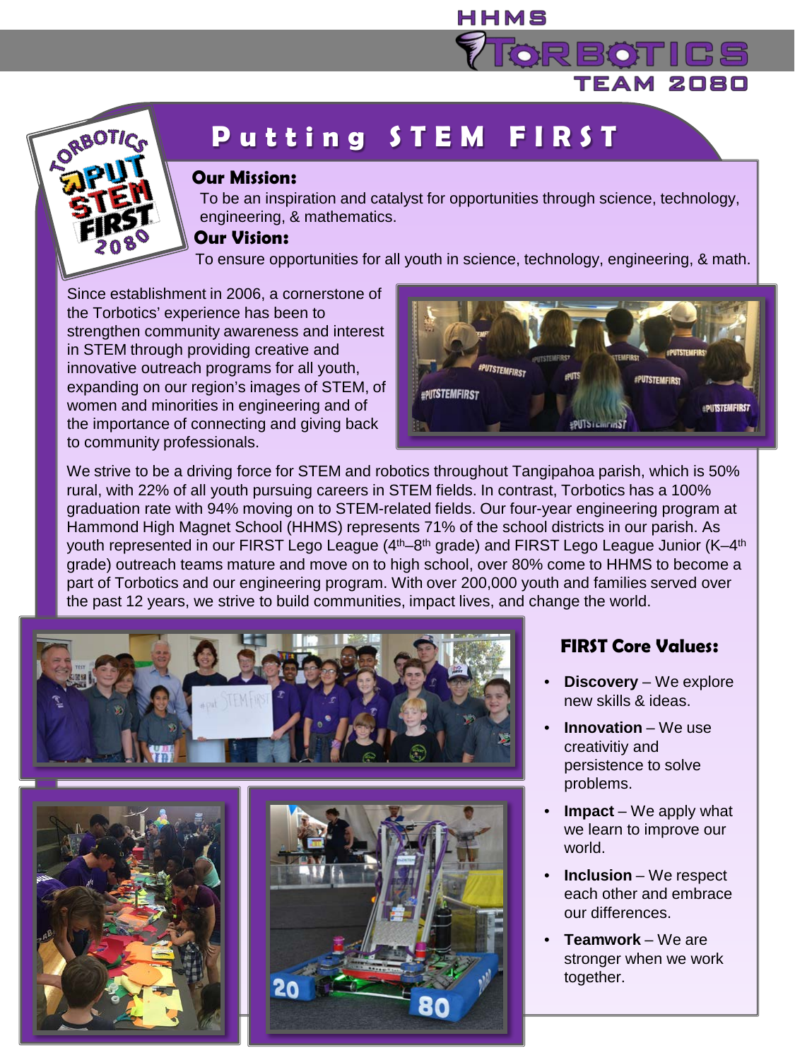HHMS TORBOTICS TEAM 2080

# Putting STEM FIRST

**Our Mission:**

To be an inspiration and catalyst for opportunities through science, technology, engineering, & mathematics.

**Our Vision:**

To ensure opportunities for all youth in science, technology, engineering, & math.

Since establishment in 2006, a cornerstone of the Torbotics' experience has been to strengthen community awareness and interest in STEM through providing creative and innovative outreach programs for all youth, expanding on our region's images of STEM, of women and minorities in engineering and of the importance of connecting and giving back to community professionals.

We strive to be a driving force for STEM and robotics throughout Tangipahoa parish, which is 50% rural, with 22% of all youth pursuing careers in STEM fields. In contrast, Torbotics has a 100% graduation rate with 94% moving on to STEM-related fields. Our four-year engineering program at Hammond High Magnet School (HHMS) represents 71% of the school districts in our parish. As youth represented in our FIRST Lego League (4th–8th grade) and FIRST Lego League Junior (K–4th grade) outreach teams mature and move on to high school, over 80% come to HHMS to become a part of Torbotics and our engineering program. With over 200,000 youth and families served over the past 12 years, we strive to build communities, impact lives, and change the world.

## FIRST Core Values:

- **Discovery** – We explore new skills & ideas.
- **Innovation** – We use creativitiy and persistence to solve problems.
- **Impact** – We apply what we learn to improve our world.
- **Inclusion** – We respect each other and embrace our differences.
- **Teamwork** – We are stronger when we work together.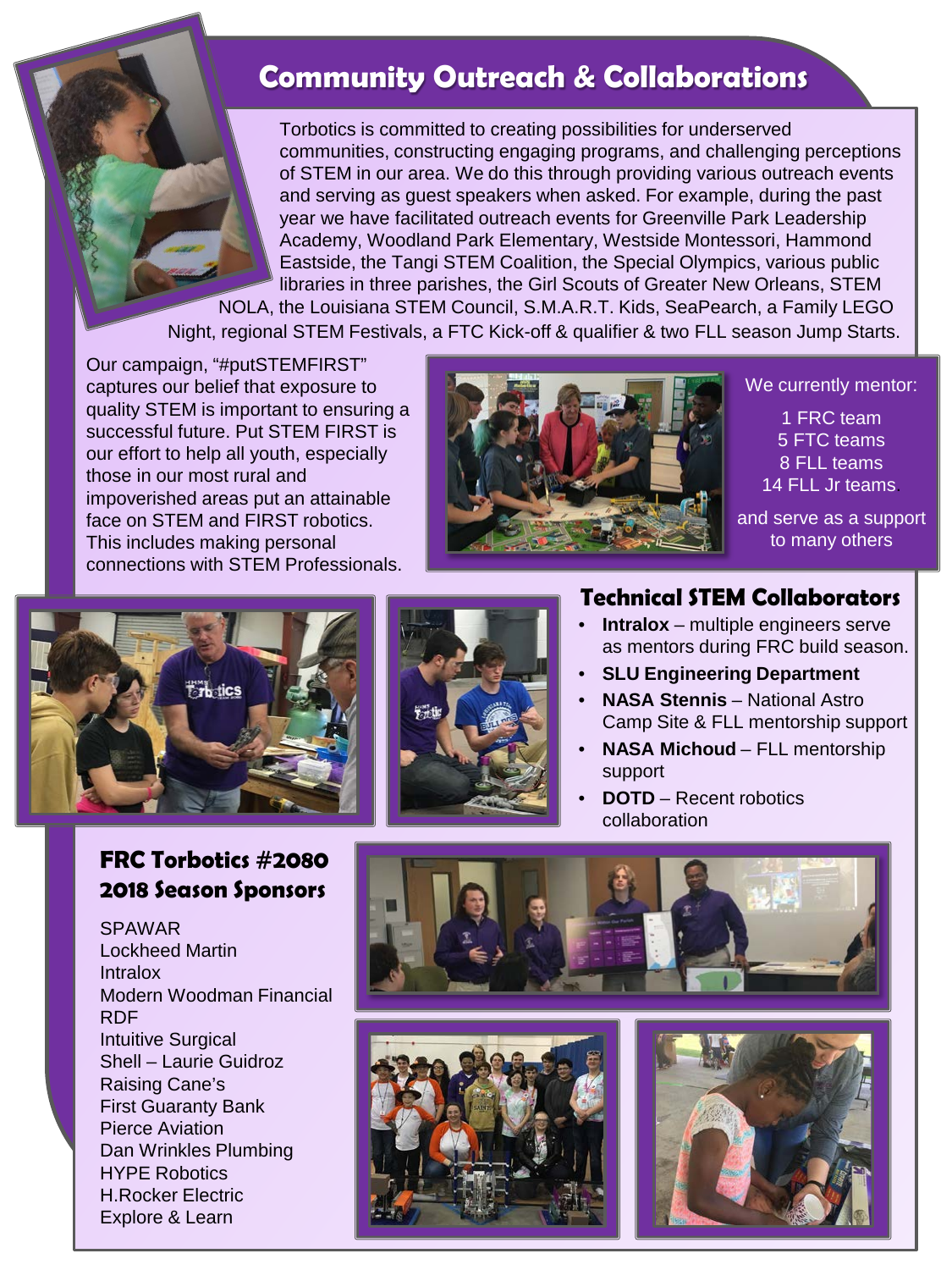# Community Outreach & Collaborations

Torbotics is committed to creating possibilities for underserved communities, constructing engaging programs, and challenging perceptions of STEM in our area. We do this through providing various outreach events and serving as guest speakers when asked. For example, during the past year we have facilitated outreach events for Greenville Park Leadership Academy, Woodland Park Elementary, Westside Montessori, Hammond Eastside, the Tangi STEM Coalition, the Special Olympics, various public libraries in three parishes, the Girl Scouts of Greater New Orleans, STEM NOLA, the Louisiana STEM Council, S.M.A.R.T. Kids, SeaPearch, a Family LEGO Night, regional STEM Festivals, a FTC Kick-off & qualifier & two FLL season Jump Starts.

Our campaign, "#putSTEMFIRST" captures our belief that exposure to quality STEM is important to ensuring a successful future. Put STEM FIRST is our effort to help all youth, especially those in our most rural and impoverished areas put an attainable face on STEM and FIRST robotics. This includes making personal connections with STEM Professionals.

We currently mentor:

1 FRC team
5 FTC teams
8 FLL teams
14 FLL Jr teams

and serve as a support to many others

## Technical STEM Collaborators

- **Intralox** – multiple engineers serve as mentors during FRC build season.
- **SLU Engineering Department**
- **NASA Stennis** – National Astro Camp Site & FLL mentorship support
- **NASA Michoud** – FLL mentorship support
- **DOTD** – Recent robotics collaboration

## FRC Torbotics #2080 2018 Season Sponsors

SPAWAR
Lockheed Martin
Intralox
Modern Woodman Financial
RDF
Intuitive Surgical
Shell – Laurie Guidroz
Raising Cane's
First Guaranty Bank
Pierce Aviation
Dan Wrinkles Plumbing
HYPE Robotics
H.Rocker Electric
Explore & Learn